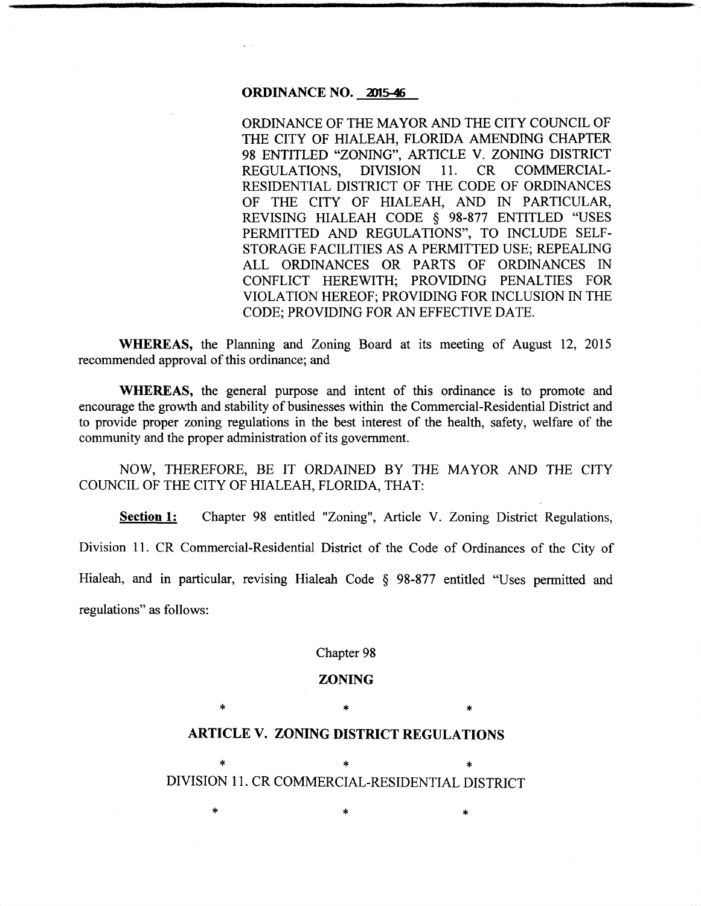**ORDINANCE NO. 2015-46**

ORDINANCE OF THE MAYOR AND THE CITY COUNCIL OF THE CITY OF HIALEAH, FLORIDA AMENDING CHAPTER 98 ENTITLED "ZONING", ARTICLE V. ZONING DISTRICT REGULATIONS, DIVISION 11. CR COMMERCIAL-RESIDENTIAL DISTRICT OF THE CODE OF ORDINANCES OF THE CITY OF HIALEAH, AND IN PARTICULAR, REVISING HIALEAH CODE § 98-877 ENTITLED "USES PERMITTED AND REGULATIONS", TO INCLUDE SELF-STORAGE FACILITIES AS A PERMITTED USE; REPEALING ALL ORDINANCES OR PARTS OF ORDINANCES IN CONFLICT HEREWITH; PROVIDING PENALTIES FOR VIOLATION HEREOF; PROVIDING FOR INCLUSION IN THE CODE; PROVIDING FOR AN EFFECTIVE DATE.

**WHEREAS,** the Planning and Zoning Board at its meeting of August 12, 2015 recommended approval of this ordinance; and

**WHEREAS,** the general purpose and intent of this ordinance is to promote and encourage the growth and stability of businesses within the Commercial-Residential District and to provide proper zoning regulations in the best interest of the health, safety, welfare of the community and the proper administration of its government.

NOW, THEREFORE, BE IT ORDAINED BY THE MAYOR AND THE CITY COUNCIL OF THE CITY OF HIALEAH, FLORIDA, THAT:

**Section 1:** Chapter 98 entitled "Zoning", Article V. Zoning District Regulations, Division 11. CR Commercial-Residential District of the Code of Ordinances of the City of Hialeah, and in particular, revising Hialeah Code § 98-877 entitled "Uses permitted and regulations" as follows:

Chapter 98

**ZONING**

\* \* \*

**ARTICLE V. ZONING DISTRICT REGULATIONS**

\* \* \*

DIVISION 11. CR COMMERCIAL-RESIDENTIAL DISTRICT

\* \* \*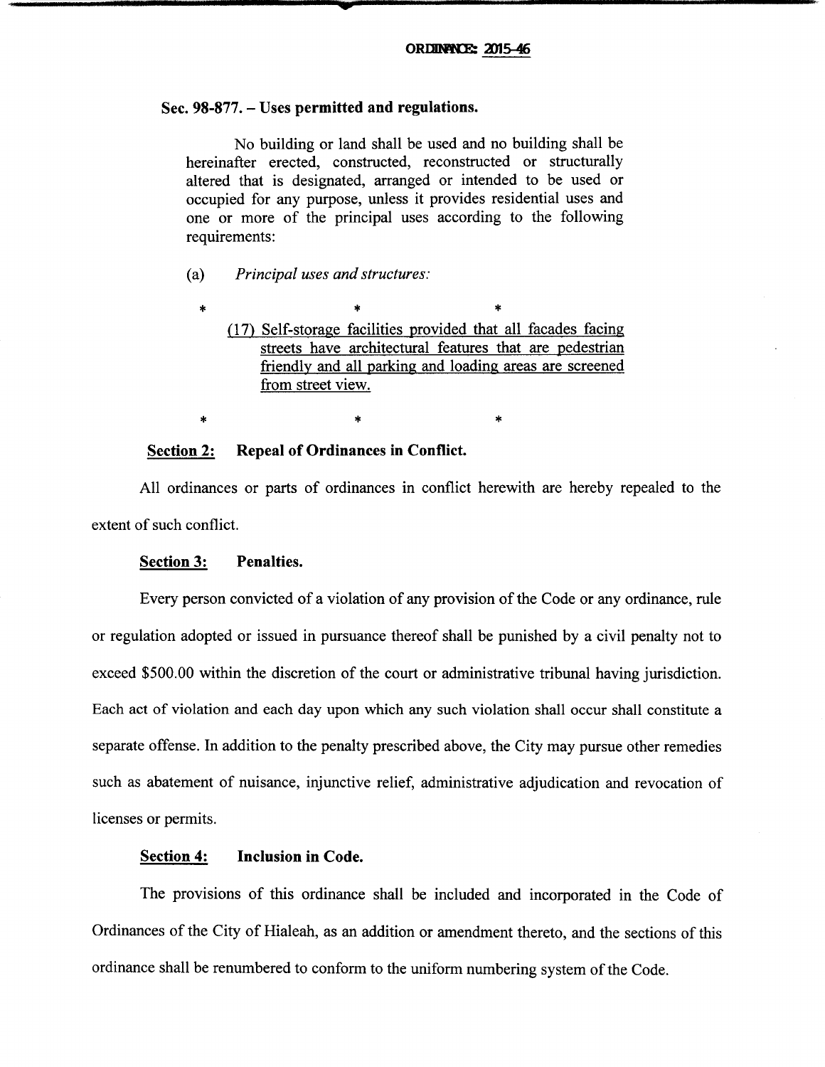ORDINANCE: 2015-46

**Sec. 98-877. – Uses permitted and regulations.**

No building or land shall be used and no building shall be hereinafter erected, constructed, reconstructed or structurally altered that is designated, arranged or intended to be used or occupied for any purpose, unless it provides residential uses and one or more of the principal uses according to the following requirements:

(a) *Principal uses and structures:*

\* \* \*

(17) <u>Self-storage facilities provided that all facades facing streets have architectural features that are pedestrian friendly and all parking and loading areas are screened from street view.</u>

\* \* \*

**<u>Section 2:</u> Repeal of Ordinances in Conflict.**

All ordinances or parts of ordinances in conflict herewith are hereby repealed to the extent of such conflict.

**<u>Section 3:</u> Penalties.**

Every person convicted of a violation of any provision of the Code or any ordinance, rule or regulation adopted or issued in pursuance thereof shall be punished by a civil penalty not to exceed $500.00 within the discretion of the court or administrative tribunal having jurisdiction. Each act of violation and each day upon which any such violation shall occur shall constitute a separate offense. In addition to the penalty prescribed above, the City may pursue other remedies such as abatement of nuisance, injunctive relief, administrative adjudication and revocation of licenses or permits.

**<u>Section 4:</u> Inclusion in Code.**

The provisions of this ordinance shall be included and incorporated in the Code of Ordinances of the City of Hialeah, as an addition or amendment thereto, and the sections of this ordinance shall be renumbered to conform to the uniform numbering system of the Code.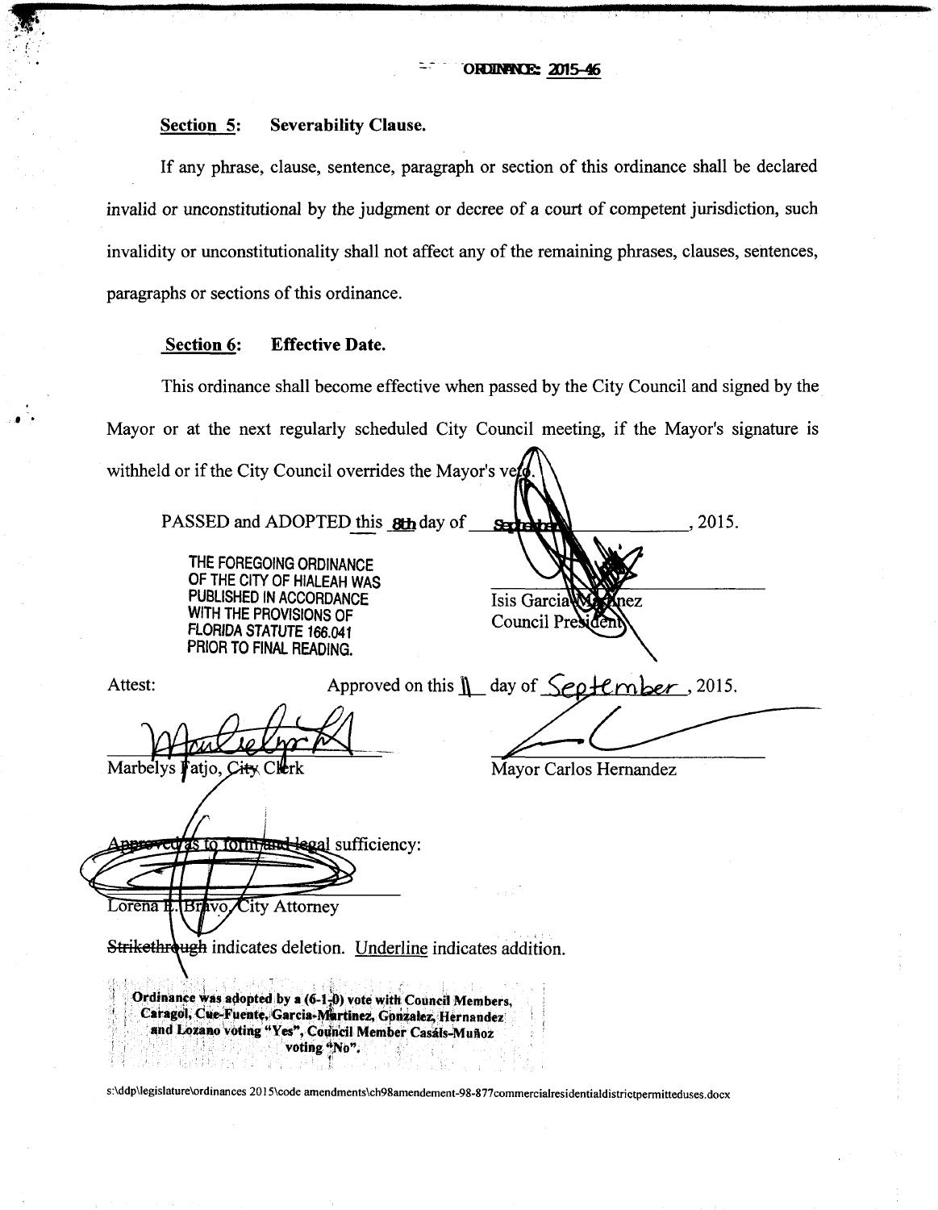ORDINANCE: 2015-46

**Section 5: Severability Clause.**

If any phrase, clause, sentence, paragraph or section of this ordinance shall be declared invalid or unconstitutional by the judgment or decree of a court of competent jurisdiction, such invalidity or unconstitutionality shall not affect any of the remaining phrases, clauses, sentences, paragraphs or sections of this ordinance.

**Section 6: Effective Date.**

This ordinance shall become effective when passed by the City Council and signed by the Mayor or at the next regularly scheduled City Council meeting, if the Mayor's signature is withheld or if the City Council overrides the Mayor's veto.

PASSED and ADOPTED this 8th day of September, 2015.

THE FOREGOING ORDINANCE OF THE CITY OF HIALEAH WAS PUBLISHED IN ACCORDANCE WITH THE PROVISIONS OF FLORIDA STATUTE 166.041 PRIOR TO FINAL READING.

Isis Garcia-Martinez
Council President

Attest:

Approved on this 11 day of September, 2015.

Marbelys Fatjo, City Clerk

Mayor Carlos Hernandez

Approved as to form and legal sufficiency:

Lorena E. Bravo, City Attorney

~~Strikethrough~~ indicates deletion. <u>Underline</u> indicates addition.

**Ordinance was adopted by a (6-1-0) vote with Council Members, Caragol, Cue-Fuente, Garcia-Martinez, Gonzalez, Hernandez and Lozano voting "Yes", Council Member Casáls-Muñoz voting "No".**

s:\ddp\legislature\ordinances 2015\code amendments\ch98amendement-98-877commercialresidentialdistrictpermitteduses.docx